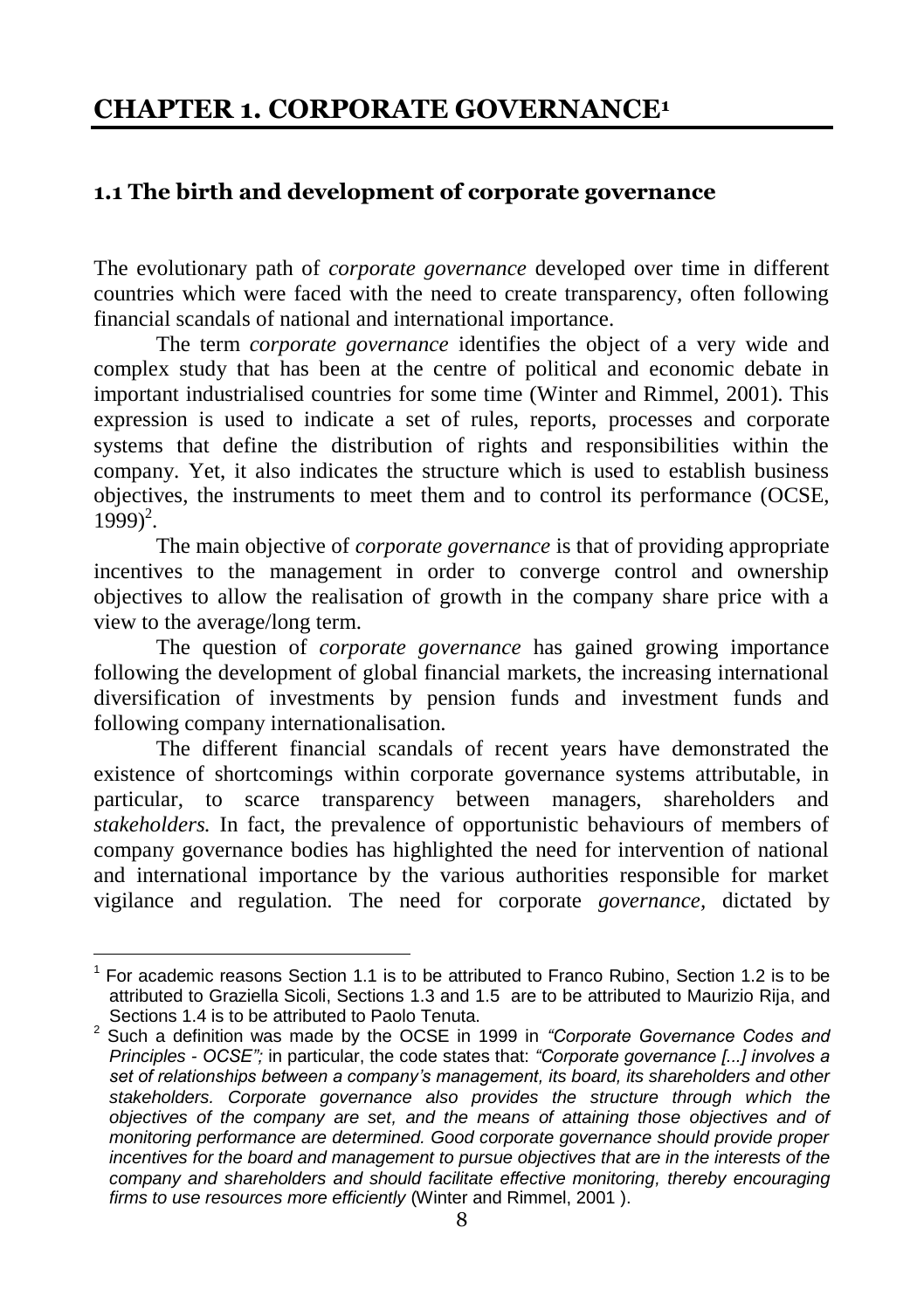# CHAPTER 1. CORPORATE GOVERNANCE[1]

## 1.1 The birth and development of corporate governance

The evolutionary path of *corporate governance* developed over time in different countries which were faced with the need to create transparency, often following financial scandals of national and international importance.

The term *corporate governance* identifies the object of a very wide and complex study that has been at the centre of political and economic debate in important industrialised countries for some time (Winter and Rimmel, 2001). This expression is used to indicate a set of rules, reports, processes and corporate systems that define the distribution of rights and responsibilities within the company. Yet, it also indicates the structure which is used to establish business objectives, the instruments to meet them and to control its performance (OCSE, 1999)[2].

The main objective of *corporate governance* is that of providing appropriate incentives to the management in order to converge control and ownership objectives to allow the realisation of growth in the company share price with a view to the average/long term.

The question of *corporate governance* has gained growing importance following the development of global financial markets, the increasing international diversification of investments by pension funds and investment funds and following company internationalisation.

The different financial scandals of recent years have demonstrated the existence of shortcomings within corporate governance systems attributable, in particular, to scarce transparency between managers, shareholders and *stakeholders.* In fact, the prevalence of opportunistic behaviours of members of company governance bodies has highlighted the need for intervention of national and international importance by the various authorities responsible for market vigilance and regulation. The need for corporate *governance,* dictated by

---

[1] For academic reasons Section 1.1 is to be attributed to Franco Rubino, Section 1.2 is to be attributed to Graziella Sicoli, Sections 1.3 and 1.5 are to be attributed to Maurizio Rija, and Sections 1.4 is to be attributed to Paolo Tenuta.

[2] Such a definition was made by the OCSE in 1999 in *"Corporate Governance Codes and Principles - OCSE";* in particular, the code states that: *"Corporate governance [...] involves a set of relationships between a company's management, its board, its shareholders and other stakeholders. Corporate governance also provides the structure through which the objectives of the company are set, and the means of attaining those objectives and of monitoring performance are determined. Good corporate governance should provide proper incentives for the board and management to pursue objectives that are in the interests of the company and shareholders and should facilitate effective monitoring, thereby encouraging firms to use resources more efficiently* (Winter and Rimmel, 2001 ).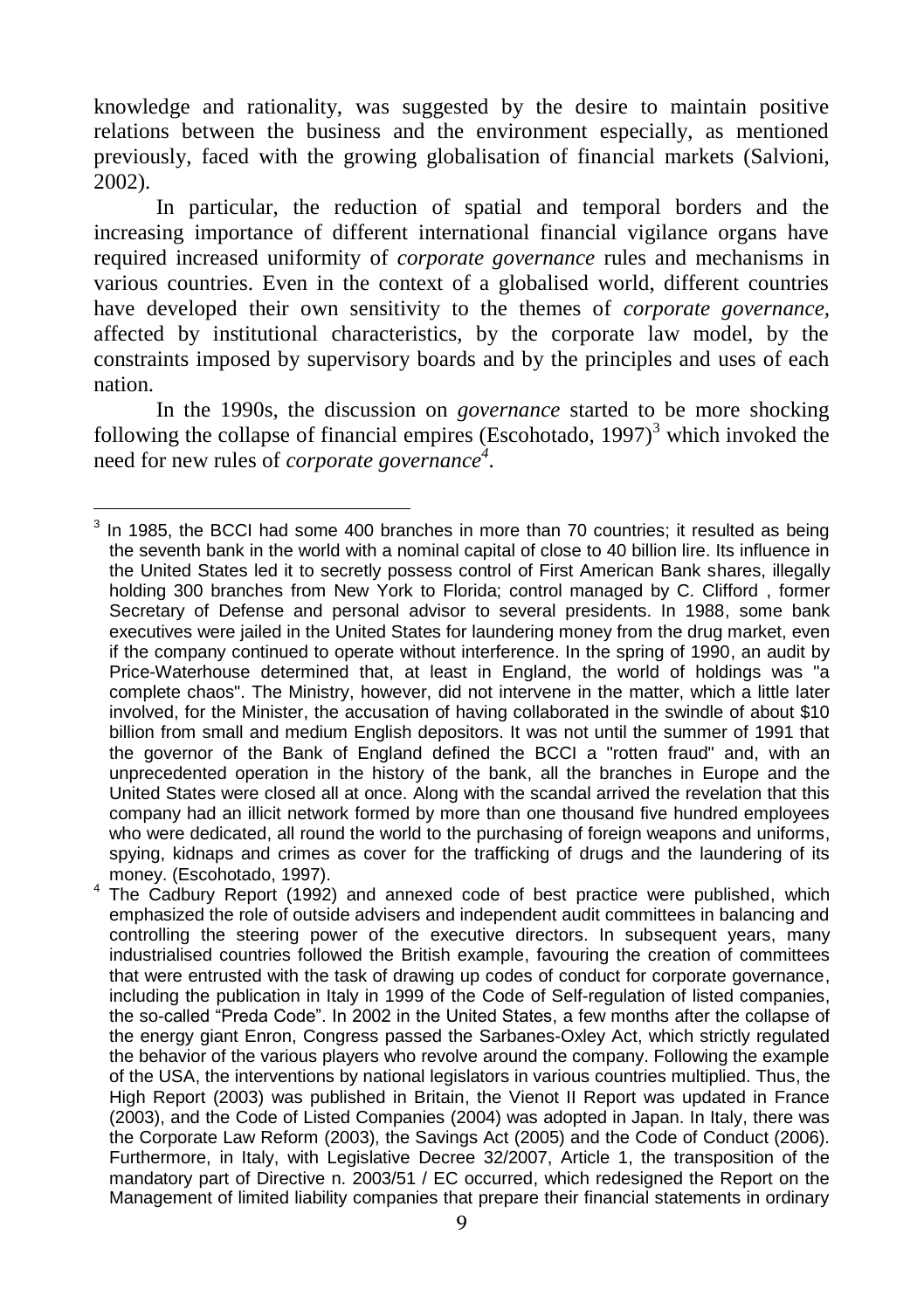knowledge and rationality, was suggested by the desire to maintain positive relations between the business and the environment especially, as mentioned previously, faced with the growing globalisation of financial markets (Salvioni, 2002).

In particular, the reduction of spatial and temporal borders and the increasing importance of different international financial vigilance organs have required increased uniformity of *corporate governance* rules and mechanisms in various countries. Even in the context of a globalised world, different countries have developed their own sensitivity to the themes of *corporate governance*, affected by institutional characteristics, by the corporate law model, by the constraints imposed by supervisory boards and by the principles and uses of each nation.

In the 1990s, the discussion on *governance* started to be more shocking following the collapse of financial empires (Escohotado, 1997)[3] which invoked the need for new rules of *corporate governance*[4].

---

[3] In 1985, the BCCI had some 400 branches in more than 70 countries; it resulted as being the seventh bank in the world with a nominal capital of close to 40 billion lire. Its influence in the United States led it to secretly possess control of First American Bank shares, illegally holding 300 branches from New York to Florida; control managed by C. Clifford , former Secretary of Defense and personal advisor to several presidents. In 1988, some bank executives were jailed in the United States for laundering money from the drug market, even if the company continued to operate without interference. In the spring of 1990, an audit by Price-Waterhouse determined that, at least in England, the world of holdings was "a complete chaos". The Ministry, however, did not intervene in the matter, which a little later involved, for the Minister, the accusation of having collaborated in the swindle of about $10 billion from small and medium English depositors. It was not until the summer of 1991 that the governor of the Bank of England defined the BCCI a "rotten fraud" and, with an unprecedented operation in the history of the bank, all the branches in Europe and the United States were closed all at once. Along with the scandal arrived the revelation that this company had an illicit network formed by more than one thousand five hundred employees who were dedicated, all round the world to the purchasing of foreign weapons and uniforms, spying, kidnaps and crimes as cover for the trafficking of drugs and the laundering of its money. (Escohotado, 1997).

[4] The Cadbury Report (1992) and annexed code of best practice were published, which emphasized the role of outside advisers and independent audit committees in balancing and controlling the steering power of the executive directors. In subsequent years, many industrialised countries followed the British example, favouring the creation of committees that were entrusted with the task of drawing up codes of conduct for corporate governance, including the publication in Italy in 1999 of the Code of Self-regulation of listed companies, the so-called "Preda Code". In 2002 in the United States, a few months after the collapse of the energy giant Enron, Congress passed the Sarbanes-Oxley Act, which strictly regulated the behavior of the various players who revolve around the company. Following the example of the USA, the interventions by national legislators in various countries multiplied. Thus, the High Report (2003) was published in Britain, the Vienot II Report was updated in France (2003), and the Code of Listed Companies (2004) was adopted in Japan. In Italy, there was the Corporate Law Reform (2003), the Savings Act (2005) and the Code of Conduct (2006). Furthermore, in Italy, with Legislative Decree 32/2007, Article 1, the transposition of the mandatory part of Directive n. 2003/51 / EC occurred, which redesigned the Report on the Management of limited liability companies that prepare their financial statements in ordinary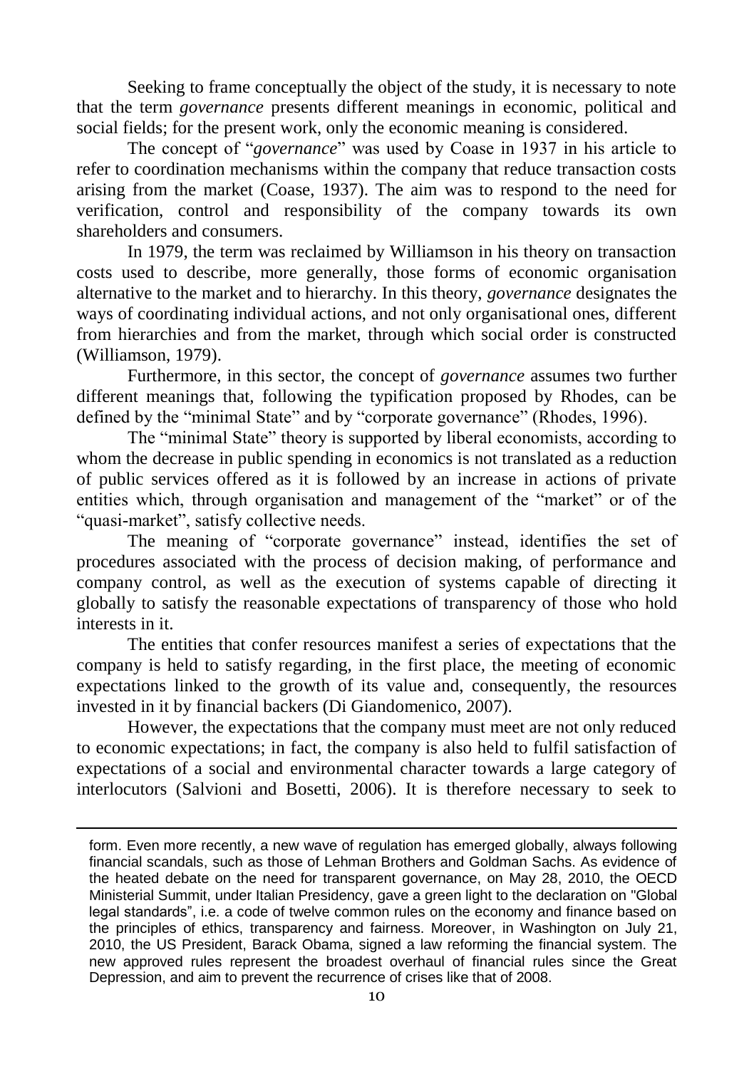Seeking to frame conceptually the object of the study, it is necessary to note that the term *governance* presents different meanings in economic, political and social fields; for the present work, only the economic meaning is considered.

The concept of "*governance*" was used by Coase in 1937 in his article to refer to coordination mechanisms within the company that reduce transaction costs arising from the market (Coase, 1937). The aim was to respond to the need for verification, control and responsibility of the company towards its own shareholders and consumers.

In 1979, the term was reclaimed by Williamson in his theory on transaction costs used to describe, more generally, those forms of economic organisation alternative to the market and to hierarchy. In this theory, *governance* designates the ways of coordinating individual actions, and not only organisational ones, different from hierarchies and from the market, through which social order is constructed (Williamson, 1979).

Furthermore, in this sector, the concept of *governance* assumes two further different meanings that, following the typification proposed by Rhodes, can be defined by the "minimal State" and by "corporate governance" (Rhodes, 1996).

The "minimal State" theory is supported by liberal economists, according to whom the decrease in public spending in economics is not translated as a reduction of public services offered as it is followed by an increase in actions of private entities which, through organisation and management of the "market" or of the "quasi-market", satisfy collective needs.

The meaning of "corporate governance" instead, identifies the set of procedures associated with the process of decision making, of performance and company control, as well as the execution of systems capable of directing it globally to satisfy the reasonable expectations of transparency of those who hold interests in it.

The entities that confer resources manifest a series of expectations that the company is held to satisfy regarding, in the first place, the meeting of economic expectations linked to the growth of its value and, consequently, the resources invested in it by financial backers (Di Giandomenico, 2007).

However, the expectations that the company must meet are not only reduced to economic expectations; in fact, the company is also held to fulfil satisfaction of expectations of a social and environmental character towards a large category of interlocutors (Salvioni and Bosetti, 2006). It is therefore necessary to seek to

---

form. Even more recently, a new wave of regulation has emerged globally, always following financial scandals, such as those of Lehman Brothers and Goldman Sachs. As evidence of the heated debate on the need for transparent governance, on May 28, 2010, the OECD Ministerial Summit, under Italian Presidency, gave a green light to the declaration on "Global legal standards", i.e. a code of twelve common rules on the economy and finance based on the principles of ethics, transparency and fairness. Moreover, in Washington on July 21, 2010, the US President, Barack Obama, signed a law reforming the financial system. The new approved rules represent the broadest overhaul of financial rules since the Great Depression, and aim to prevent the recurrence of crises like that of 2008.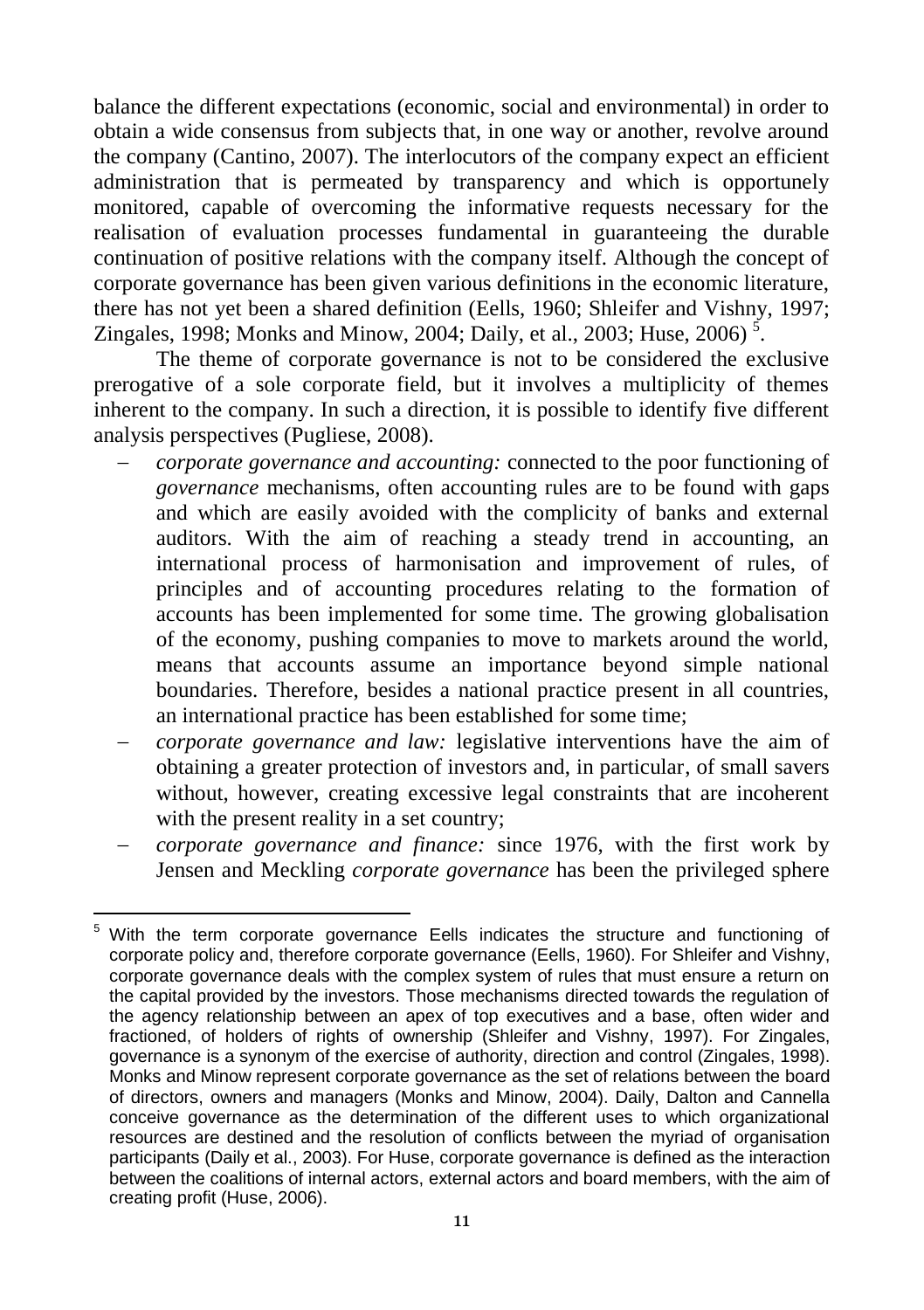balance the different expectations (economic, social and environmental) in order to obtain a wide consensus from subjects that, in one way or another, revolve around the company (Cantino, 2007). The interlocutors of the company expect an efficient administration that is permeated by transparency and which is opportunely monitored, capable of overcoming the informative requests necessary for the realisation of evaluation processes fundamental in guaranteeing the durable continuation of positive relations with the company itself. Although the concept of corporate governance has been given various definitions in the economic literature, there has not yet been a shared definition (Eells, 1960; Shleifer and Vishny, 1997; Zingales, 1998; Monks and Minow, 2004; Daily, et al., 2003; Huse, 2006) [5].

The theme of corporate governance is not to be considered the exclusive prerogative of a sole corporate field, but it involves a multiplicity of themes inherent to the company. In such a direction, it is possible to identify five different analysis perspectives (Pugliese, 2008).

- *corporate governance and accounting:* connected to the poor functioning of *governance* mechanisms, often accounting rules are to be found with gaps and which are easily avoided with the complicity of banks and external auditors. With the aim of reaching a steady trend in accounting, an international process of harmonisation and improvement of rules, of principles and of accounting procedures relating to the formation of accounts has been implemented for some time. The growing globalisation of the economy, pushing companies to move to markets around the world, means that accounts assume an importance beyond simple national boundaries. Therefore, besides a national practice present in all countries, an international practice has been established for some time;
- *corporate governance and law:* legislative interventions have the aim of obtaining a greater protection of investors and, in particular, of small savers without, however, creating excessive legal constraints that are incoherent with the present reality in a set country;
- *corporate governance and finance:* since 1976, with the first work by Jensen and Meckling *corporate governance* has been the privileged sphere

[5] With the term corporate governance Eells indicates the structure and functioning of corporate policy and, therefore corporate governance (Eells, 1960). For Shleifer and Vishny, corporate governance deals with the complex system of rules that must ensure a return on the capital provided by the investors. Those mechanisms directed towards the regulation of the agency relationship between an apex of top executives and a base, often wider and fractioned, of holders of rights of ownership (Shleifer and Vishny, 1997). For Zingales, governance is a synonym of the exercise of authority, direction and control (Zingales, 1998). Monks and Minow represent corporate governance as the set of relations between the board of directors, owners and managers (Monks and Minow, 2004). Daily, Dalton and Cannella conceive governance as the determination of the different uses to which organizational resources are destined and the resolution of conflicts between the myriad of organisation participants (Daily et al., 2003). For Huse, corporate governance is defined as the interaction between the coalitions of internal actors, external actors and board members, with the aim of creating profit (Huse, 2006).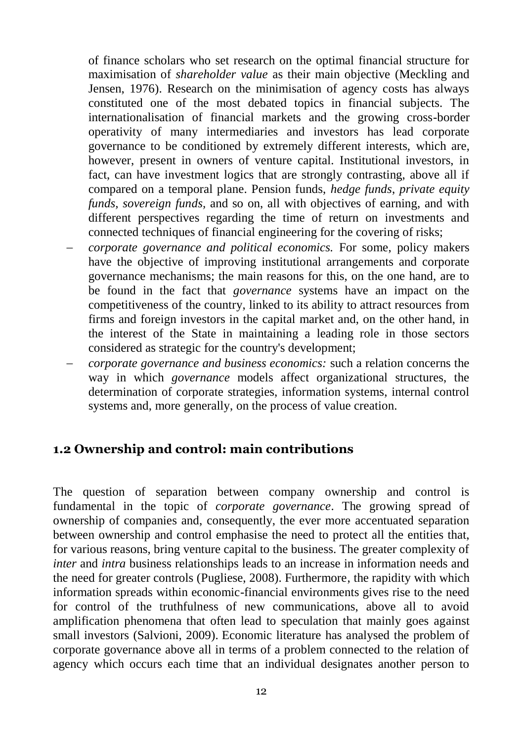of finance scholars who set research on the optimal financial structure for maximisation of *shareholder value* as their main objective (Meckling and Jensen, 1976). Research on the minimisation of agency costs has always constituted one of the most debated topics in financial subjects. The internationalisation of financial markets and the growing cross-border operativity of many intermediaries and investors has lead corporate governance to be conditioned by extremely different interests, which are, however, present in owners of venture capital. Institutional investors, in fact, can have investment logics that are strongly contrasting, above all if compared on a temporal plane. Pension funds, *hedge funds*, *private equity funds*, *sovereign funds*, and so on, all with objectives of earning, and with different perspectives regarding the time of return on investments and connected techniques of financial engineering for the covering of risks;

- *corporate governance and political economics.* For some, policy makers have the objective of improving institutional arrangements and corporate governance mechanisms; the main reasons for this, on the one hand, are to be found in the fact that *governance* systems have an impact on the competitiveness of the country, linked to its ability to attract resources from firms and foreign investors in the capital market and, on the other hand, in the interest of the State in maintaining a leading role in those sectors considered as strategic for the country's development;
- *corporate governance and business economics:* such a relation concerns the way in which *governance* models affect organizational structures, the determination of corporate strategies, information systems, internal control systems and, more generally, on the process of value creation.

## 1.2 Ownership and control: main contributions

The question of separation between company ownership and control is fundamental in the topic of *corporate governance*. The growing spread of ownership of companies and, consequently, the ever more accentuated separation between ownership and control emphasise the need to protect all the entities that, for various reasons, bring venture capital to the business. The greater complexity of *inter* and *intra* business relationships leads to an increase in information needs and the need for greater controls (Pugliese, 2008). Furthermore, the rapidity with which information spreads within economic-financial environments gives rise to the need for control of the truthfulness of new communications, above all to avoid amplification phenomena that often lead to speculation that mainly goes against small investors (Salvioni, 2009). Economic literature has analysed the problem of corporate governance above all in terms of a problem connected to the relation of agency which occurs each time that an individual designates another person to